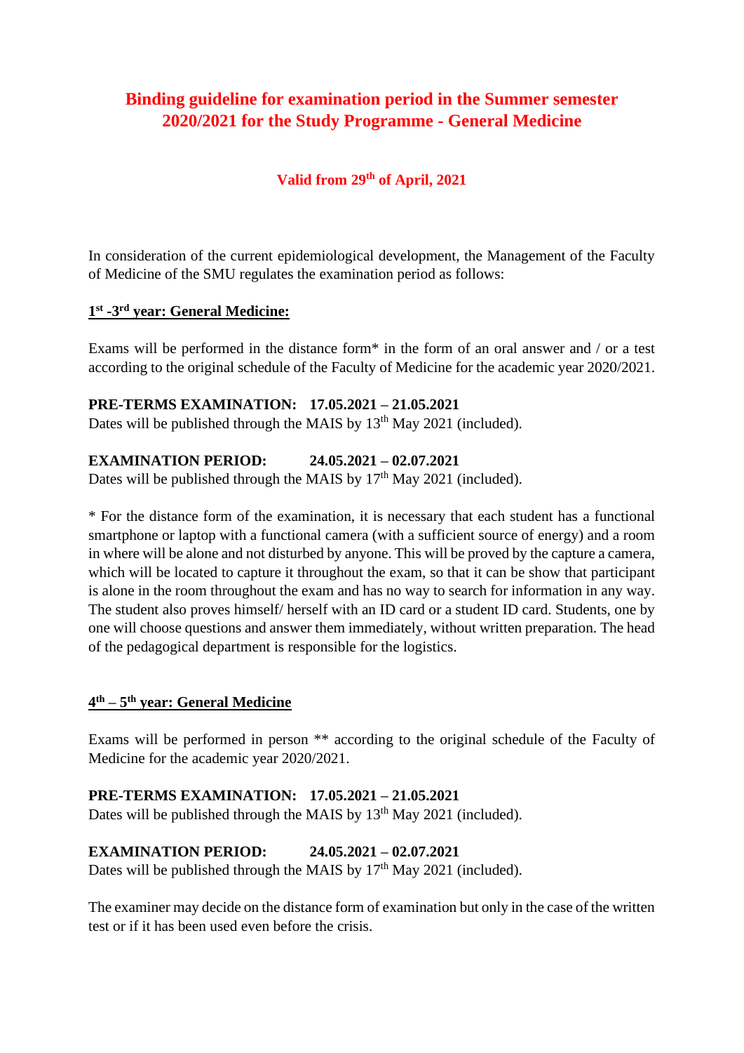# Binding guideline for examination period in the Summer semester 2020/2021 for the Study Programme - General Medicine

**Valid from 29th of April, 2021**

In consideration of the current epidemiological development, the Management of the Faculty of Medicine of the SMU regulates the examination period as follows:

## 1st -3rd year: General Medicine:

Exams will be performed in the distance form* in the form of an oral answer and / or a test according to the original schedule of the Faculty of Medicine for the academic year 2020/2021.

**PRE-TERMS EXAMINATION: 17.05.2021 – 21.05.2021**
Dates will be published through the MAIS by 13th May 2021 (included).

**EXAMINATION PERIOD: 24.05.2021 – 02.07.2021**
Dates will be published through the MAIS by 17th May 2021 (included).

* For the distance form of the examination, it is necessary that each student has a functional smartphone or laptop with a functional camera (with a sufficient source of energy) and a room in where will be alone and not disturbed by anyone. This will be proved by the capture a camera, which will be located to capture it throughout the exam, so that it can be show that participant is alone in the room throughout the exam and has no way to search for information in any way. The student also proves himself/ herself with an ID card or a student ID card. Students, one by one will choose questions and answer them immediately, without written preparation. The head of the pedagogical department is responsible for the logistics.

## 4th – 5th year: General Medicine

Exams will be performed in person ** according to the original schedule of the Faculty of Medicine for the academic year 2020/2021.

**PRE-TERMS EXAMINATION: 17.05.2021 – 21.05.2021**
Dates will be published through the MAIS by 13th May 2021 (included).

**EXAMINATION PERIOD: 24.05.2021 – 02.07.2021**
Dates will be published through the MAIS by 17th May 2021 (included).

The examiner may decide on the distance form of examination but only in the case of the written test or if it has been used even before the crisis.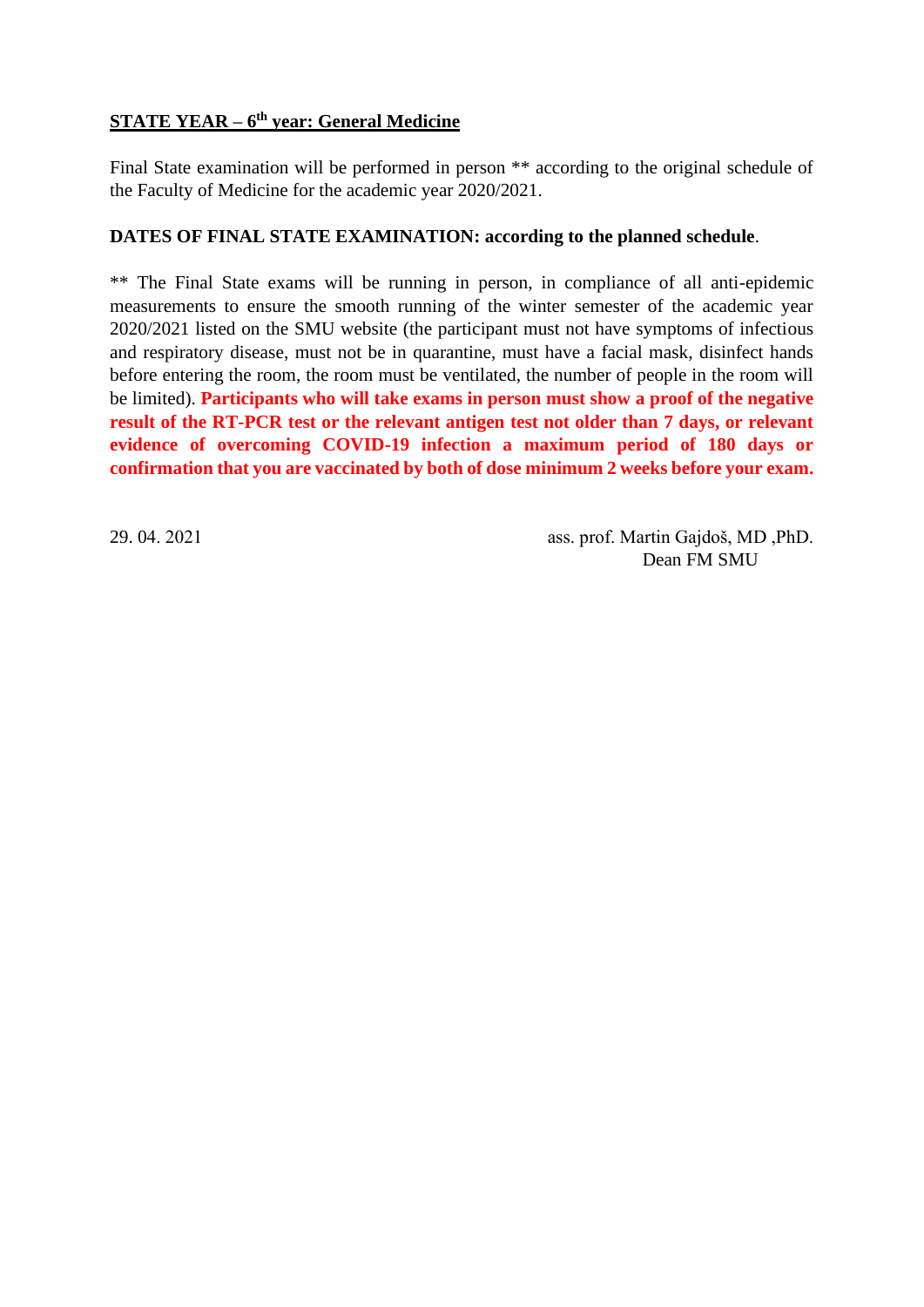**<u>STATE YEAR – 6th year: General Medicine</u>**

Final State examination will be performed in person ** according to the original schedule of the Faculty of Medicine for the academic year 2020/2021.

**DATES OF FINAL STATE EXAMINATION: according to the planned schedule**.

** The Final State exams will be running in person, in compliance of all anti-epidemic measurements to ensure the smooth running of the winter semester of the academic year 2020/2021 listed on the SMU website (the participant must not have symptoms of infectious and respiratory disease, must not be in quarantine, must have a facial mask, disinfect hands before entering the room, the room must be ventilated, the number of people in the room will be limited). **Participants who will take exams in person must show a proof of the negative result of the RT-PCR test or the relevant antigen test not older than 7 days, or relevant evidence of overcoming COVID-19 infection a maximum period of 180 days or confirmation that you are vaccinated by both of dose minimum 2 weeks before your exam.**

29. 04. 2021

ass. prof. Martin Gajdoš, MD ,PhD.
Dean FM SMU